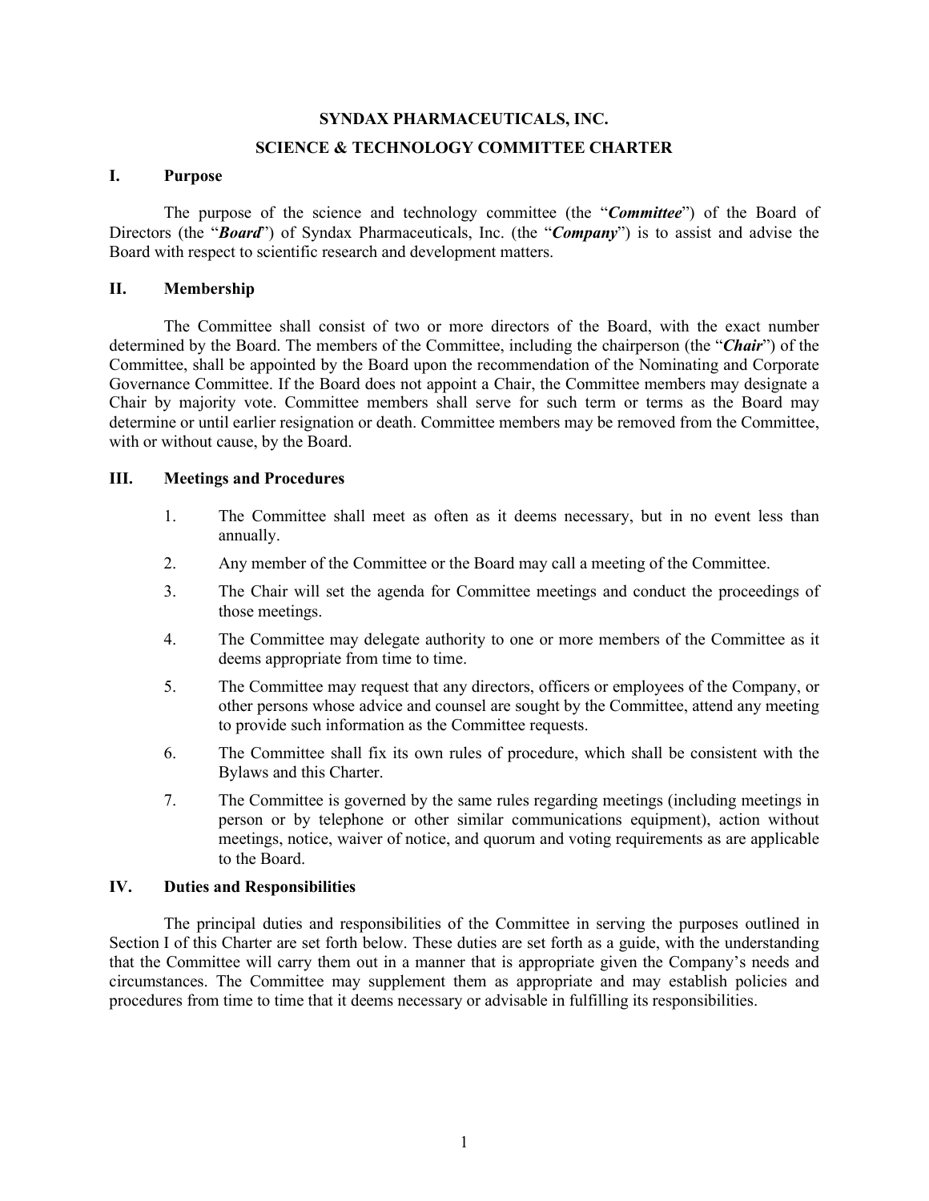# SYNDAX PHARMACEUTICALS, INC.

## SCIENCE & TECHNOLOGY COMMITTEE CHARTER

### I. Purpose

The purpose of the science and technology committee (the "***Committee***") of the Board of Directors (the "***Board***") of Syndax Pharmaceuticals, Inc. (the "***Company***") is to assist and advise the Board with respect to scientific research and development matters.

### II. Membership

The Committee shall consist of two or more directors of the Board, with the exact number determined by the Board. The members of the Committee, including the chairperson (the "***Chair***") of the Committee, shall be appointed by the Board upon the recommendation of the Nominating and Corporate Governance Committee. If the Board does not appoint a Chair, the Committee members may designate a Chair by majority vote. Committee members shall serve for such term or terms as the Board may determine or until earlier resignation or death. Committee members may be removed from the Committee, with or without cause, by the Board.

### III. Meetings and Procedures

1. The Committee shall meet as often as it deems necessary, but in no event less than annually.
2. Any member of the Committee or the Board may call a meeting of the Committee.
3. The Chair will set the agenda for Committee meetings and conduct the proceedings of those meetings.
4. The Committee may delegate authority to one or more members of the Committee as it deems appropriate from time to time.
5. The Committee may request that any directors, officers or employees of the Company, or other persons whose advice and counsel are sought by the Committee, attend any meeting to provide such information as the Committee requests.
6. The Committee shall fix its own rules of procedure, which shall be consistent with the Bylaws and this Charter.
7. The Committee is governed by the same rules regarding meetings (including meetings in person or by telephone or other similar communications equipment), action without meetings, notice, waiver of notice, and quorum and voting requirements as are applicable to the Board.

### IV. Duties and Responsibilities

The principal duties and responsibilities of the Committee in serving the purposes outlined in Section I of this Charter are set forth below. These duties are set forth as a guide, with the understanding that the Committee will carry them out in a manner that is appropriate given the Company's needs and circumstances. The Committee may supplement them as appropriate and may establish policies and procedures from time to time that it deems necessary or advisable in fulfilling its responsibilities.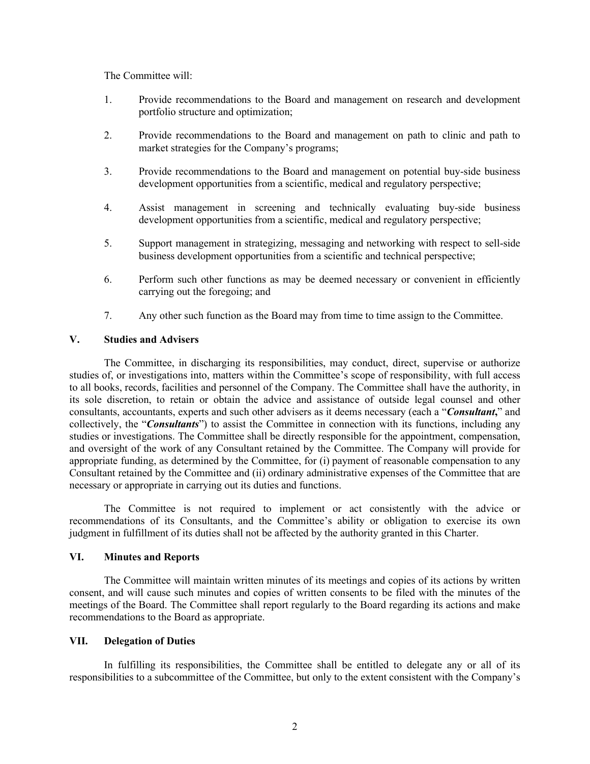The Committee will:

1. Provide recommendations to the Board and management on research and development portfolio structure and optimization;

2. Provide recommendations to the Board and management on path to clinic and path to market strategies for the Company's programs;

3. Provide recommendations to the Board and management on potential buy-side business development opportunities from a scientific, medical and regulatory perspective;

4. Assist management in screening and technically evaluating buy-side business development opportunities from a scientific, medical and regulatory perspective;

5. Support management in strategizing, messaging and networking with respect to sell-side business development opportunities from a scientific and technical perspective;

6. Perform such other functions as may be deemed necessary or convenient in efficiently carrying out the foregoing; and

7. Any other such function as the Board may from time to time assign to the Committee.

## V. Studies and Advisers

The Committee, in discharging its responsibilities, may conduct, direct, supervise or authorize studies of, or investigations into, matters within the Committee's scope of responsibility, with full access to all books, records, facilities and personnel of the Company. The Committee shall have the authority, in its sole discretion, to retain or obtain the advice and assistance of outside legal counsel and other consultants, accountants, experts and such other advisers as it deems necessary (each a "***Consultant*,**" and collectively, the "***Consultants***") to assist the Committee in connection with its functions, including any studies or investigations. The Committee shall be directly responsible for the appointment, compensation, and oversight of the work of any Consultant retained by the Committee. The Company will provide for appropriate funding, as determined by the Committee, for (i) payment of reasonable compensation to any Consultant retained by the Committee and (ii) ordinary administrative expenses of the Committee that are necessary or appropriate in carrying out its duties and functions.

The Committee is not required to implement or act consistently with the advice or recommendations of its Consultants, and the Committee's ability or obligation to exercise its own judgment in fulfillment of its duties shall not be affected by the authority granted in this Charter.

## VI. Minutes and Reports

The Committee will maintain written minutes of its meetings and copies of its actions by written consent, and will cause such minutes and copies of written consents to be filed with the minutes of the meetings of the Board. The Committee shall report regularly to the Board regarding its actions and make recommendations to the Board as appropriate.

## VII. Delegation of Duties

In fulfilling its responsibilities, the Committee shall be entitled to delegate any or all of its responsibilities to a subcommittee of the Committee, but only to the extent consistent with the Company's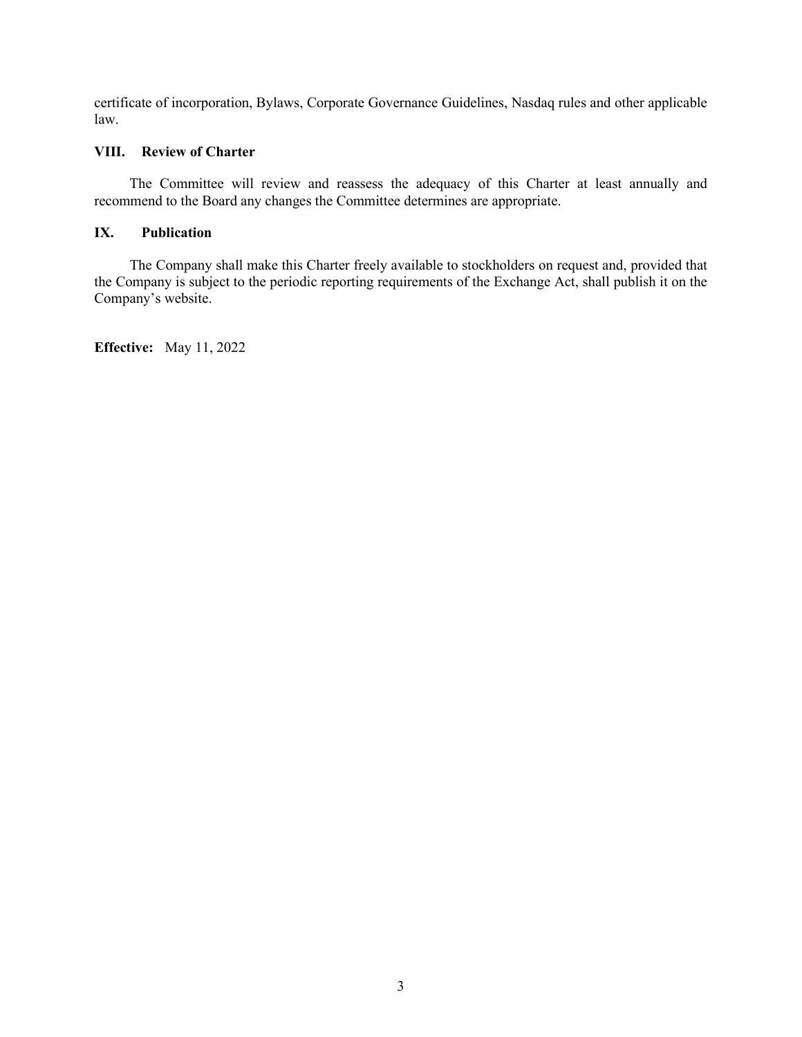certificate of incorporation, Bylaws, Corporate Governance Guidelines, Nasdaq rules and other applicable law.

## VIII. Review of Charter

The Committee will review and reassess the adequacy of this Charter at least annually and recommend to the Board any changes the Committee determines are appropriate.

## IX. Publication

The Company shall make this Charter freely available to stockholders on request and, provided that the Company is subject to the periodic reporting requirements of the Exchange Act, shall publish it on the Company's website.

**Effective:** May 11, 2022